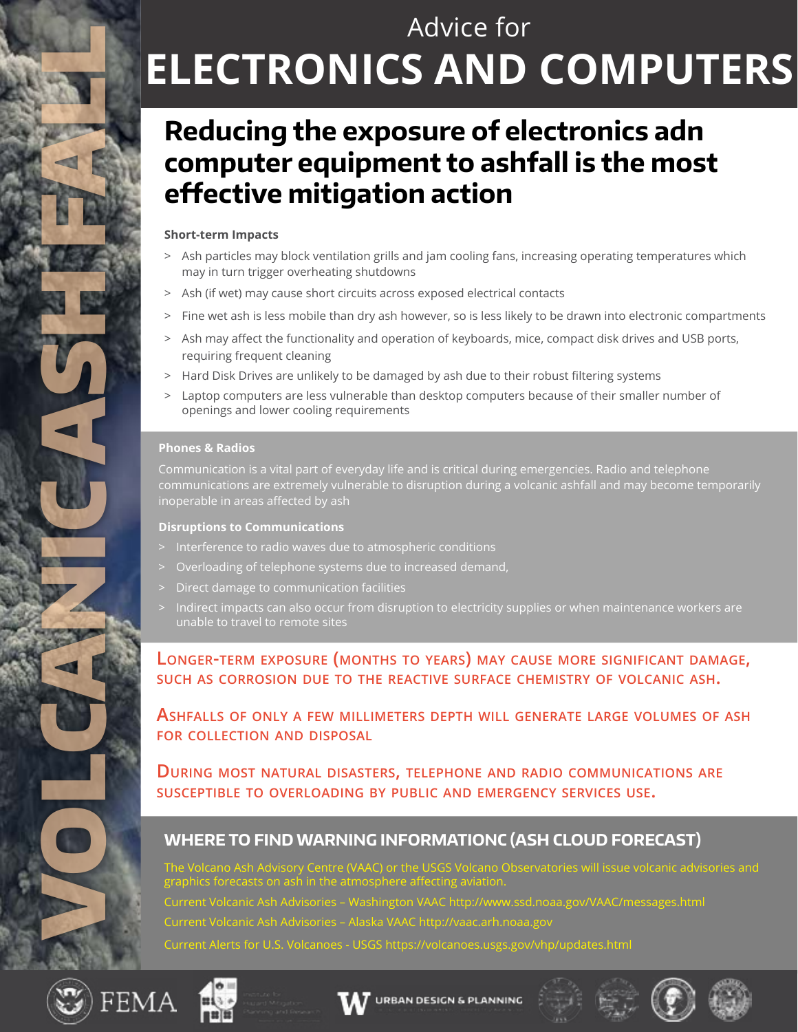# VOLCANIC ASHFALL

Advice for

# ELECTRONICS AND COMPUTERS

## Reducing the exposure of electronics adn computer equipment to ashfall is the most effective mitigation action

### Short-term Impacts

- Ash particles may block ventilation grills and jam cooling fans, increasing operating temperatures which may in turn trigger overheating shutdowns
- Ash (if wet) may cause short circuits across exposed electrical contacts
- Fine wet ash is less mobile than dry ash however, so is less likely to be drawn into electronic compartments
- Ash may affect the functionality and operation of keyboards, mice, compact disk drives and USB ports, requiring frequent cleaning
- Hard Disk Drives are unlikely to be damaged by ash due to their robust filtering systems
- Laptop computers are less vulnerable than desktop computers because of their smaller number of openings and lower cooling requirements

### Phones & Radios

Communication is a vital part of everyday life and is critical during emergencies. Radio and telephone communications are extremely vulnerable to disruption during a volcanic ashfall and may become temporarily inoperable in areas affected by ash

### Disruptions to Communications

- Interference to radio waves due to atmospheric conditions
- Overloading of telephone systems due to increased demand,
- Direct damage to communication facilities
- Indirect impacts can also occur from disruption to electricity supplies or when maintenance workers are unable to travel to remote sites

Longer-term exposure (months to years) may cause more significant damage, such as corrosion due to the reactive surface chemistry of volcanic ash.

Ashfalls of only a few millimeters depth will generate large volumes of ash for collection and disposal

During most natural disasters, telephone and radio communications are susceptible to overloading by public and emergency services use.

## WHERE TO FIND WARNING INFORMATIONC (ASH CLOUD FORECAST)

The Volcano Ash Advisory Centre (VAAC) or the USGS Volcano Observatories will issue volcanic advisories and graphics forecasts on ash in the atmosphere affecting aviation.

Current Volcanic Ash Advisories – Washington VAAC http://www.ssd.noaa.gov/VAAC/messages.html

Current Volcanic Ash Advisories – Alaska VAAC http://vaac.arh.noaa.gov

Current Alerts for U.S. Volcanoes - USGS https://volcanoes.usgs.gov/vhp/updates.html

FEMA | URBAN DESIGN & PLANNING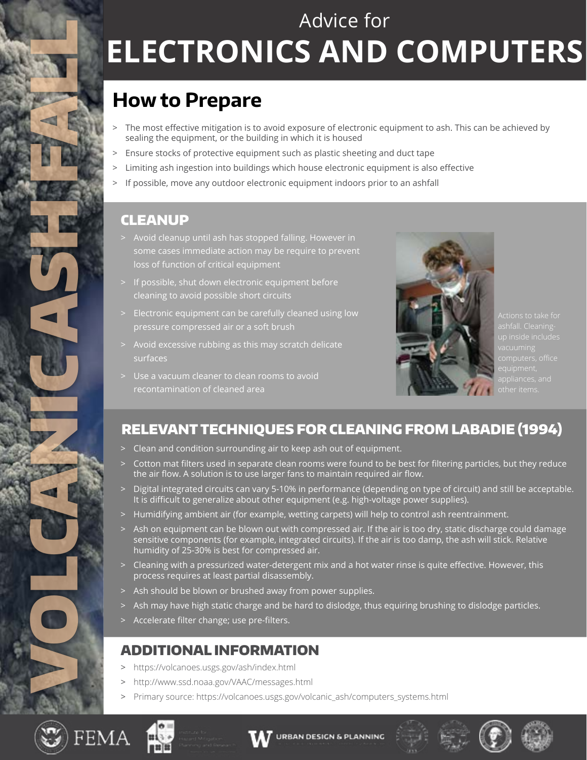VOLCANIC ASHFALL

Advice for

# ELECTRONICS AND COMPUTERS

## How to Prepare

- The most effective mitigation is to avoid exposure of electronic equipment to ash. This can be achieved by sealing the equipment, or the building in which it is housed
- Ensure stocks of protective equipment such as plastic sheeting and duct tape
- Limiting ash ingestion into buildings which house electronic equipment is also effective
- If possible, move any outdoor electronic equipment indoors prior to an ashfall

## CLEANUP

- Avoid cleanup until ash has stopped falling. However in some cases immediate action may be require to prevent loss of function of critical equipment
- If possible, shut down electronic equipment before cleaning to avoid possible short circuits
- Electronic equipment can be carefully cleaned using low pressure compressed air or a soft brush
- Avoid excessive rubbing as this may scratch delicate surfaces
- Use a vacuum cleaner to clean rooms to avoid recontamination of cleaned area

Actions to take for ashfall. Cleaning-up inside includes vacuuming computers, office equipment, appliances, and other items.

## RELEVANT TECHNIQUES FOR CLEANING FROM LABADIE (1994)

- Clean and condition surrounding air to keep ash out of equipment.
- Cotton mat filters used in separate clean rooms were found to be best for filtering particles, but they reduce the air flow. A solution is to use larger fans to maintain required air flow.
- Digital integrated circuits can vary 5-10% in performance (depending on type of circuit) and still be acceptable. It is difficult to generalize about other equipment (e.g. high-voltage power supplies).
- Humidifying ambient air (for example, wetting carpets) will help to control ash reentrainment.
- Ash on equipment can be blown out with compressed air. If the air is too dry, static discharge could damage sensitive components (for example, integrated circuits). If the air is too damp, the ash will stick. Relative humidity of 25-30% is best for compressed air.
- Cleaning with a pressurized water-detergent mix and a hot water rinse is quite effective. However, this process requires at least partial disassembly.
- Ash should be blown or brushed away from power supplies.
- Ash may have high static charge and be hard to dislodge, thus equiring brushing to dislodge particles.
- Accelerate filter change; use pre-filters.

## ADDITIONAL INFORMATION

- https://volcanoes.usgs.gov/ash/index.html
- http://www.ssd.noaa.gov/VAAC/messages.html
- Primary source: https://volcanoes.usgs.gov/volcanic_ash/computers_systems.html

FEMA

Institute for Hazard Mitigation Planning and Research

URBAN DESIGN & PLANNING